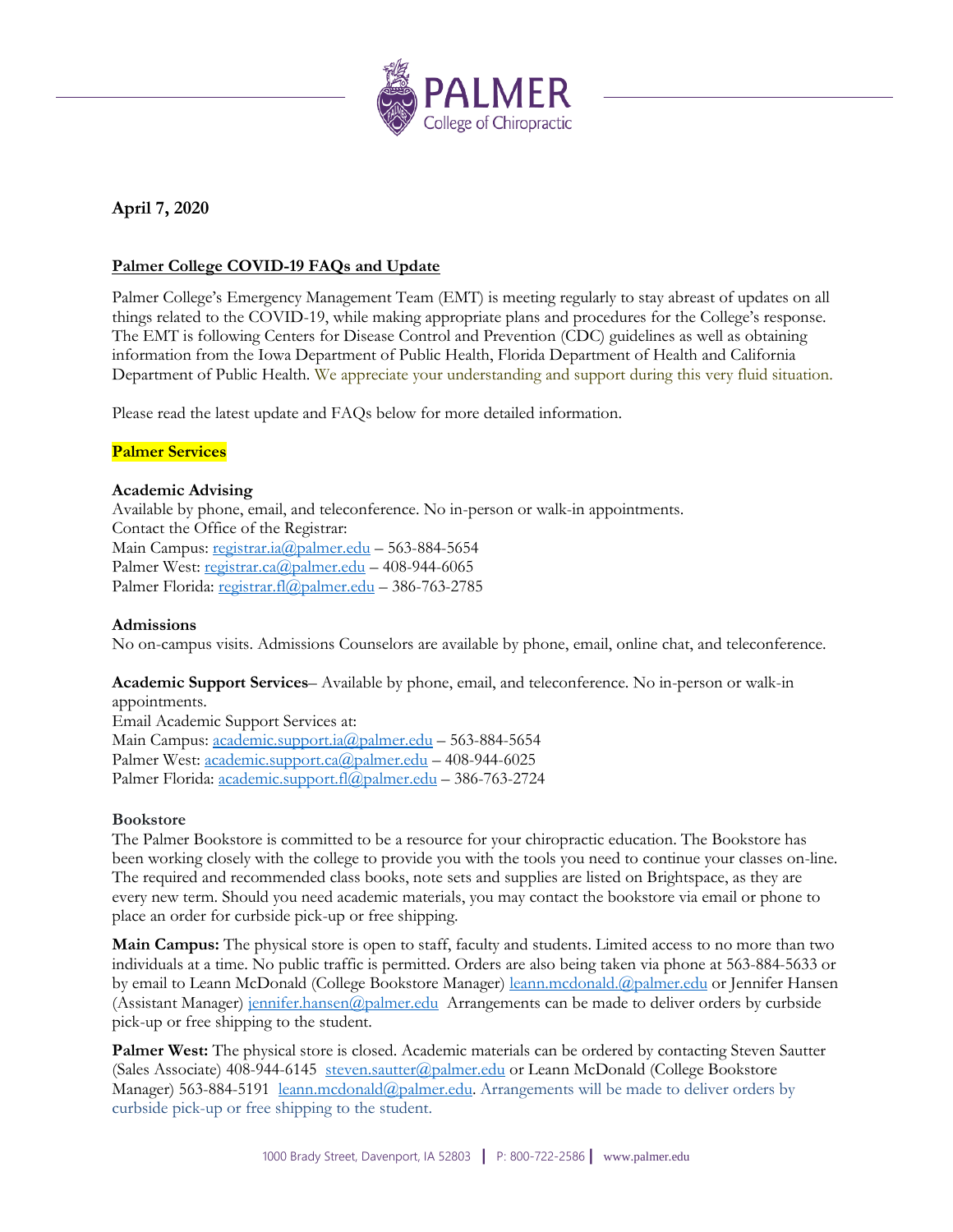**April 7, 2020**

## Palmer College COVID-19 FAQs and Update

Palmer College's Emergency Management Team (EMT) is meeting regularly to stay abreast of updates on all things related to the COVID-19, while making appropriate plans and procedures for the College's response. The EMT is following Centers for Disease Control and Prevention (CDC) guidelines as well as obtaining information from the Iowa Department of Public Health, Florida Department of Health and California Department of Public Health. We appreciate your understanding and support during this very fluid situation.

Please read the latest update and FAQs below for more detailed information.

### Palmer Services

**Academic Advising**
Available by phone, email, and teleconference. No in-person or walk-in appointments.
Contact the Office of the Registrar:
Main Campus: registrar.ia@palmer.edu – 563-884-5654
Palmer West: registrar.ca@palmer.edu – 408-944-6065
Palmer Florida: registrar.fl@palmer.edu – 386-763-2785

**Admissions**
No on-campus visits. Admissions Counselors are available by phone, email, online chat, and teleconference.

**Academic Support Services**– Available by phone, email, and teleconference. No in-person or walk-in appointments.
Email Academic Support Services at:
Main Campus: academic.support.ia@palmer.edu – 563-884-5654
Palmer West: academic.support.ca@palmer.edu – 408-944-6025
Palmer Florida: academic.support.fl@palmer.edu – 386-763-2724

**Bookstore**
The Palmer Bookstore is committed to be a resource for your chiropractic education. The Bookstore has been working closely with the college to provide you with the tools you need to continue your classes on-line. The required and recommended class books, note sets and supplies are listed on Brightspace, as they are every new term. Should you need academic materials, you may contact the bookstore via email or phone to place an order for curbside pick-up or free shipping.

**Main Campus:** The physical store is open to staff, faculty and students. Limited access to no more than two individuals at a time. No public traffic is permitted. Orders are also being taken via phone at 563-884-5633 or by email to Leann McDonald (College Bookstore Manager) leann.mcdonald.@palmer.edu or Jennifer Hansen (Assistant Manager) jennifer.hansen@palmer.edu Arrangements can be made to deliver orders by curbside pick-up or free shipping to the student.

**Palmer West:** The physical store is closed. Academic materials can be ordered by contacting Steven Sautter (Sales Associate) 408-944-6145 steven.sautter@palmer.edu or Leann McDonald (College Bookstore Manager) 563-884-5191 leann.mcdonald@palmer.edu. Arrangements will be made to deliver orders by curbside pick-up or free shipping to the student.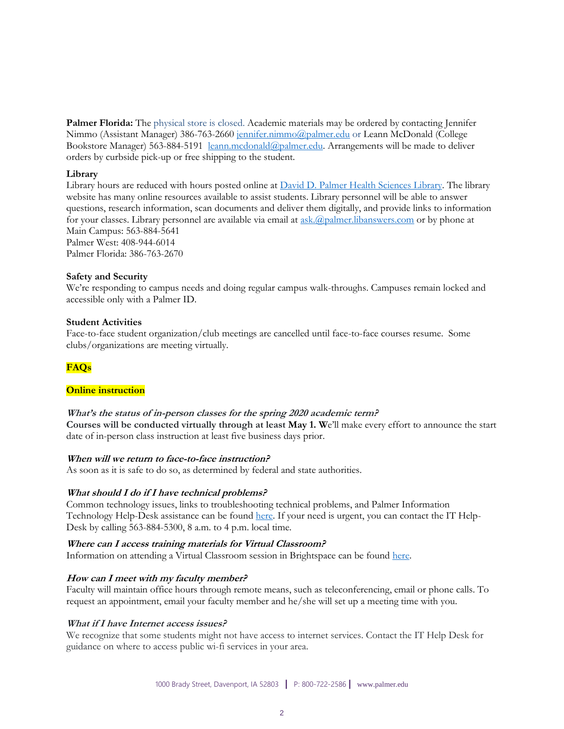**Palmer Florida:** The physical store is closed. Academic materials may be ordered by contacting Jennifer Nimmo (Assistant Manager) 386-763-2660 jennifer.nimmo@palmer.edu or Leann McDonald (College Bookstore Manager) 563-884-5191 leann.mcdonald@palmer.edu. Arrangements will be made to deliver orders by curbside pick-up or free shipping to the student.

**Library**

Library hours are reduced with hours posted online at David D. Palmer Health Sciences Library. The library website has many online resources available to assist students. Library personnel will be able to answer questions, research information, scan documents and deliver them digitally, and provide links to information for your classes. Library personnel are available via email at ask.@palmer.libanswers.com or by phone at

Main Campus: 563-884-5641
Palmer West: 408-944-6014
Palmer Florida: 386-763-2670

**Safety and Security**

We're responding to campus needs and doing regular campus walk-throughs. Campuses remain locked and accessible only with a Palmer ID.

**Student Activities**

Face-to-face student organization/club meetings are cancelled until face-to-face courses resume. Some clubs/organizations are meeting virtually.

## FAQs

### Online instruction

***What's the status of in-person classes for the spring 2020 academic term?***

**Courses will be conducted virtually through at least May 1. W**e'll make every effort to announce the start date of in-person class instruction at least five business days prior.

***When will we return to face-to-face instruction?***

As soon as it is safe to do so, as determined by federal and state authorities.

***What should I do if I have technical problems?***

Common technology issues, links to troubleshooting technical problems, and Palmer Information Technology Help-Desk assistance can be found here. If your need is urgent, you can contact the IT Help-Desk by calling 563-884-5300, 8 a.m. to 4 p.m. local time.

***Where can I access training materials for Virtual Classroom?***

Information on attending a Virtual Classroom session in Brightspace can be found here.

***How can I meet with my faculty member?***

Faculty will maintain office hours through remote means, such as teleconferencing, email or phone calls. To request an appointment, email your faculty member and he/she will set up a meeting time with you.

***What if I have Internet access issues?***

We recognize that some students might not have access to internet services. Contact the IT Help Desk for guidance on where to access public wi-fi services in your area.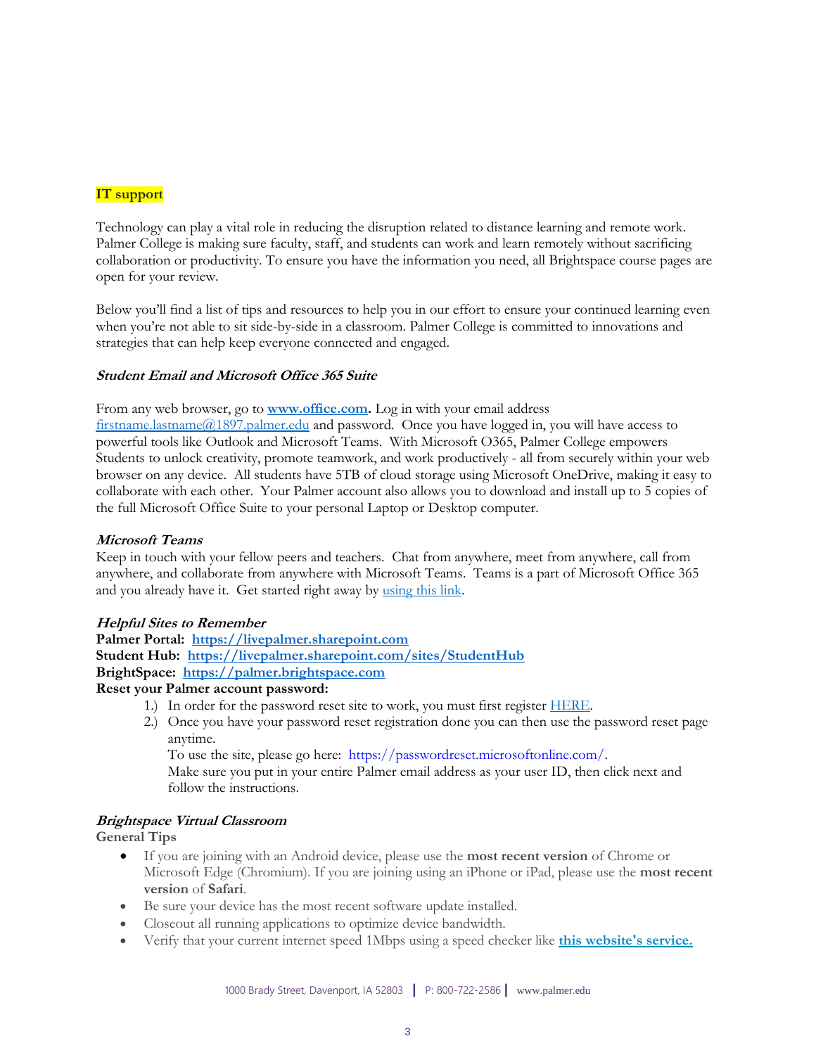## IT support

Technology can play a vital role in reducing the disruption related to distance learning and remote work. Palmer College is making sure faculty, staff, and students can work and learn remotely without sacrificing collaboration or productivity. To ensure you have the information you need, all Brightspace course pages are open for your review.

Below you'll find a list of tips and resources to help you in our effort to ensure your continued learning even when you're not able to sit side-by-side in a classroom. Palmer College is committed to innovations and strategies that can help keep everyone connected and engaged.

### *Student Email and Microsoft Office 365 Suite*

From any web browser, go to **www.office.com.** Log in with your email address firstname.lastname@1897.palmer.edu and password. Once you have logged in, you will have access to powerful tools like Outlook and Microsoft Teams. With Microsoft O365, Palmer College empowers Students to unlock creativity, promote teamwork, and work productively - all from securely within your web browser on any device. All students have 5TB of cloud storage using Microsoft OneDrive, making it easy to collaborate with each other. Your Palmer account also allows you to download and install up to 5 copies of the full Microsoft Office Suite to your personal Laptop or Desktop computer.

### *Microsoft Teams*

Keep in touch with your fellow peers and teachers. Chat from anywhere, meet from anywhere, call from anywhere, and collaborate from anywhere with Microsoft Teams. Teams is a part of Microsoft Office 365 and you already have it. Get started right away by using this link.

### *Helpful Sites to Remember*

**Palmer Portal: https://livepalmer.sharepoint.com**
**Student Hub: https://livepalmer.sharepoint.com/sites/StudentHub**
**BrightSpace: https://palmer.brightspace.com**
**Reset your Palmer account password:**

1.) In order for the password reset site to work, you must first register HERE.
2.) Once you have your password reset registration done you can then use the password reset page anytime.
To use the site, please go here: https://passwordreset.microsoftonline.com/.
Make sure you put in your entire Palmer email address as your user ID, then click next and follow the instructions.

### *Brightspace Virtual Classroom*

**General Tips**

- If you are joining with an Android device, please use the **most recent version** of Chrome or Microsoft Edge (Chromium). If you are joining using an iPhone or iPad, please use the **most recent version** of **Safari**.
- Be sure your device has the most recent software update installed.
- Closeout all running applications to optimize device bandwidth.
- Verify that your current internet speed 1Mbps using a speed checker like **this website's service.**

1000 Brady Street, Davenport, IA 52803 | P: 800-722-2586 | www.palmer.edu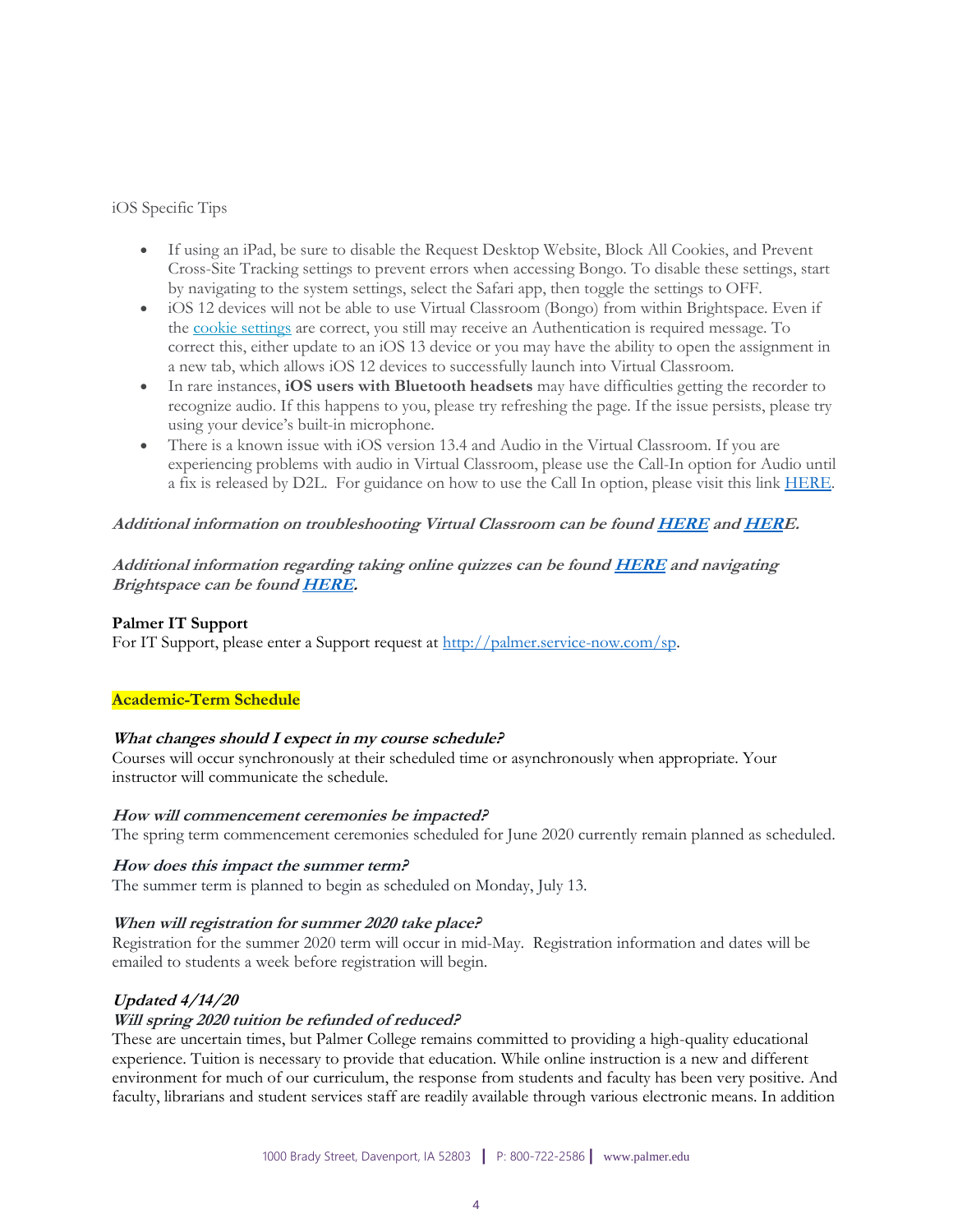iOS Specific Tips

- If using an iPad, be sure to disable the Request Desktop Website, Block All Cookies, and Prevent Cross-Site Tracking settings to prevent errors when accessing Bongo. To disable these settings, start by navigating to the system settings, select the Safari app, then toggle the settings to OFF.
- iOS 12 devices will not be able to use Virtual Classroom (Bongo) from within Brightspace. Even if the cookie settings are correct, you still may receive an Authentication is required message. To correct this, either update to an iOS 13 device or you may have the ability to open the assignment in a new tab, which allows iOS 12 devices to successfully launch into Virtual Classroom.
- In rare instances, **iOS users with Bluetooth headsets** may have difficulties getting the recorder to recognize audio. If this happens to you, please try refreshing the page. If the issue persists, please try using your device's built-in microphone.
- There is a known issue with iOS version 13.4 and Audio in the Virtual Classroom. If you are experiencing problems with audio in Virtual Classroom, please use the Call-In option for Audio until a fix is released by D2L. For guidance on how to use the Call In option, please visit this link HERE.

***Additional information on troubleshooting Virtual Classroom can be found HERE and HERE.***

***Additional information regarding taking online quizzes can be found HERE and navigating Brightspace can be found HERE.***

**Palmer IT Support**
For IT Support, please enter a Support request at http://palmer.service-now.com/sp.

## Academic-Term Schedule

***What changes should I expect in my course schedule?***
Courses will occur synchronously at their scheduled time or asynchronously when appropriate. Your instructor will communicate the schedule.

***How will commencement ceremonies be impacted?***
The spring term commencement ceremonies scheduled for June 2020 currently remain planned as scheduled.

***How does this impact the summer term?***
The summer term is planned to begin as scheduled on Monday, July 13.

***When will registration for summer 2020 take place?***
Registration for the summer 2020 term will occur in mid-May. Registration information and dates will be emailed to students a week before registration will begin.

***Updated 4/14/20***
***Will spring 2020 tuition be refunded of reduced?***
These are uncertain times, but Palmer College remains committed to providing a high-quality educational experience. Tuition is necessary to provide that education. While online instruction is a new and different environment for much of our curriculum, the response from students and faculty has been very positive. And faculty, librarians and student services staff are readily available through various electronic means. In addition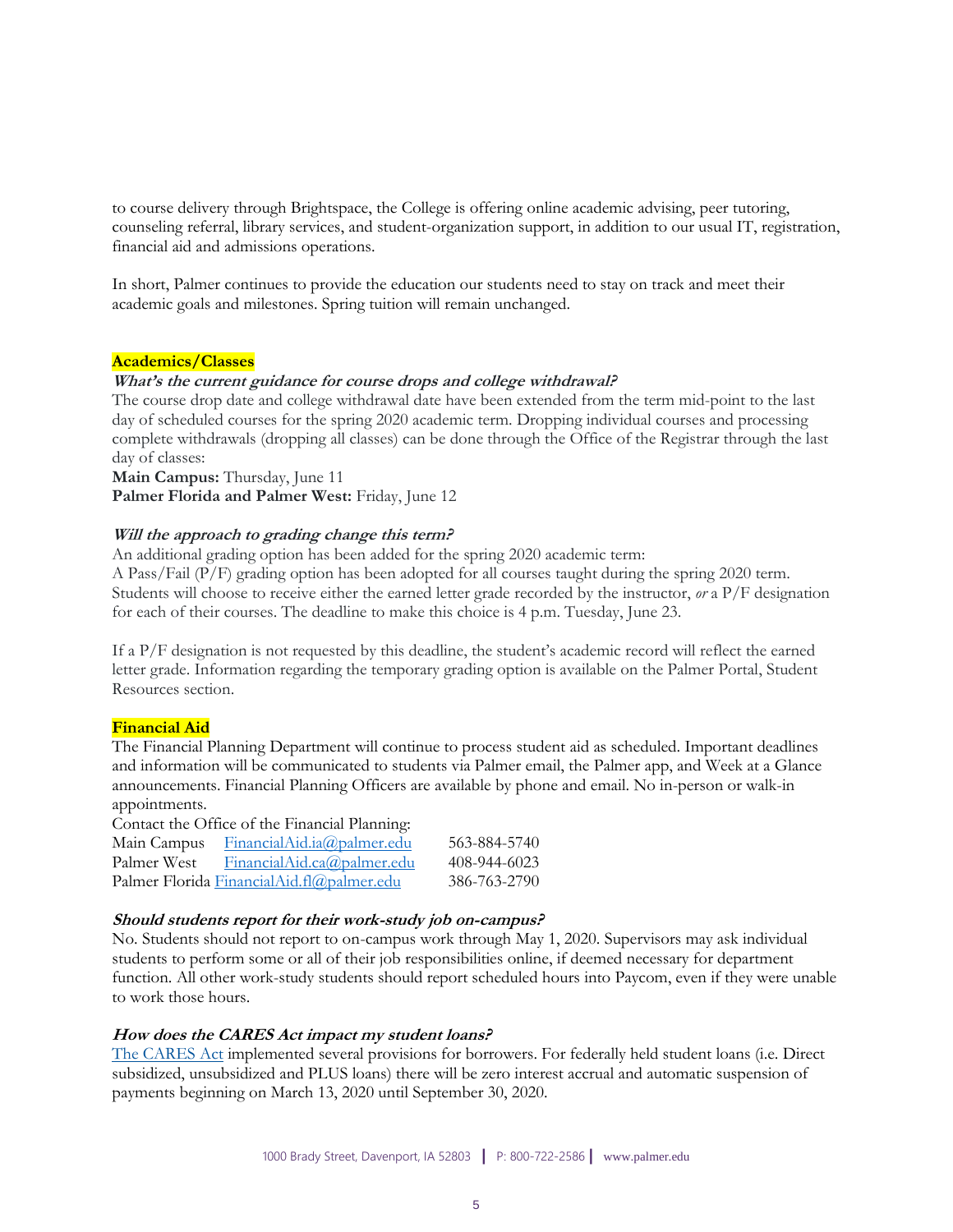to course delivery through Brightspace, the College is offering online academic advising, peer tutoring, counseling referral, library services, and student-organization support, in addition to our usual IT, registration, financial aid and admissions operations.

In short, Palmer continues to provide the education our students need to stay on track and meet their academic goals and milestones. Spring tuition will remain unchanged.

## Academics/Classes

### *What's the current guidance for course drops and college withdrawal?*

The course drop date and college withdrawal date have been extended from the term mid-point to the last day of scheduled courses for the spring 2020 academic term. Dropping individual courses and processing complete withdrawals (dropping all classes) can be done through the Office of the Registrar through the last day of classes:

**Main Campus:** Thursday, June 11
**Palmer Florida and Palmer West:** Friday, June 12

### *Will the approach to grading change this term?*

An additional grading option has been added for the spring 2020 academic term:
A Pass/Fail (P/F) grading option has been adopted for all courses taught during the spring 2020 term. Students will choose to receive either the earned letter grade recorded by the instructor, *or* a P/F designation for each of their courses. The deadline to make this choice is 4 p.m. Tuesday, June 23.

If a P/F designation is not requested by this deadline, the student's academic record will reflect the earned letter grade. Information regarding the temporary grading option is available on the Palmer Portal, Student Resources section.

## Financial Aid

The Financial Planning Department will continue to process student aid as scheduled. Important deadlines and information will be communicated to students via Palmer email, the Palmer app, and Week at a Glance announcements. Financial Planning Officers are available by phone and email. No in-person or walk-in appointments.

Contact the Office of the Financial Planning:

| Campus | Email | Phone |
| --- | --- | --- |
| Main Campus | FinancialAid.ia@palmer.edu | 563-884-5740 |
| Palmer West | FinancialAid.ca@palmer.edu | 408-944-6023 |
| Palmer Florida | FinancialAid.fl@palmer.edu | 386-763-2790 |

### *Should students report for their work-study job on-campus?*

No. Students should not report to on-campus work through May 1, 2020. Supervisors may ask individual students to perform some or all of their job responsibilities online, if deemed necessary for department function. All other work-study students should report scheduled hours into Paycom, even if they were unable to work those hours.

### *How does the CARES Act impact my student loans?*

The CARES Act implemented several provisions for borrowers. For federally held student loans (i.e. Direct subsidized, unsubsidized and PLUS loans) there will be zero interest accrual and automatic suspension of payments beginning on March 13, 2020 until September 30, 2020.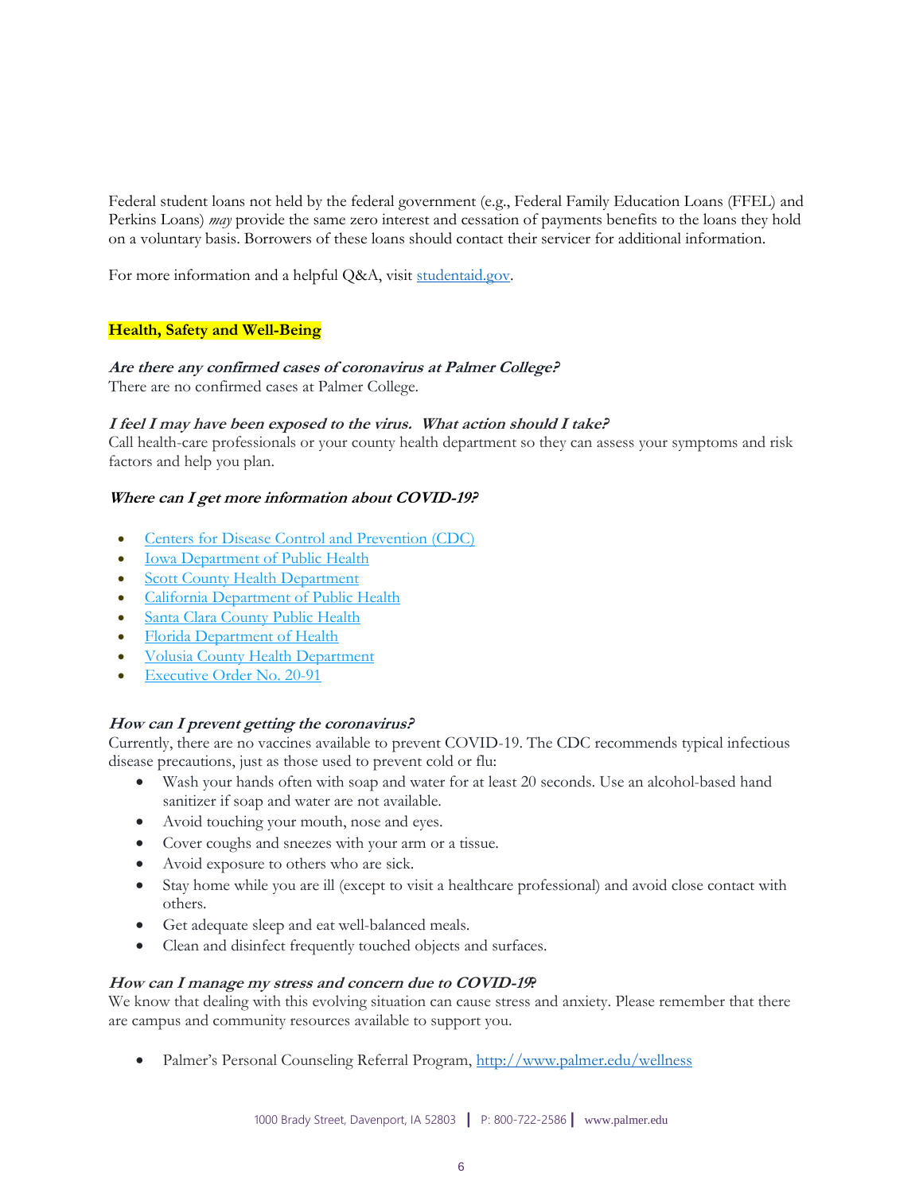Federal student loans not held by the federal government (e.g., Federal Family Education Loans (FFEL) and Perkins Loans) *may* provide the same zero interest and cessation of payments benefits to the loans they hold on a voluntary basis. Borrowers of these loans should contact their servicer for additional information.

For more information and a helpful Q&A, visit [studentaid.gov](studentaid.gov).

## Health, Safety and Well-Being

***Are there any confirmed cases of coronavirus at Palmer College?***
There are no confirmed cases at Palmer College.

***I feel I may have been exposed to the virus. What action should I take?***
Call health-care professionals or your county health department so they can assess your symptoms and risk factors and help you plan.

***Where can I get more information about COVID-19?***

- Centers for Disease Control and Prevention (CDC)
- Iowa Department of Public Health
- Scott County Health Department
- California Department of Public Health
- Santa Clara County Public Health
- Florida Department of Health
- Volusia County Health Department
- Executive Order No. 20-91

***How can I prevent getting the coronavirus?***
Currently, there are no vaccines available to prevent COVID-19. The CDC recommends typical infectious disease precautions, just as those used to prevent cold or flu:

- Wash your hands often with soap and water for at least 20 seconds. Use an alcohol-based hand sanitizer if soap and water are not available.
- Avoid touching your mouth, nose and eyes.
- Cover coughs and sneezes with your arm or a tissue.
- Avoid exposure to others who are sick.
- Stay home while you are ill (except to visit a healthcare professional) and avoid close contact with others.
- Get adequate sleep and eat well-balanced meals.
- Clean and disinfect frequently touched objects and surfaces.

***How can I manage my stress and concern due to COVID-19?***
We know that dealing with this evolving situation can cause stress and anxiety. Please remember that there are campus and community resources available to support you.

- Palmer's Personal Counseling Referral Program, http://www.palmer.edu/wellness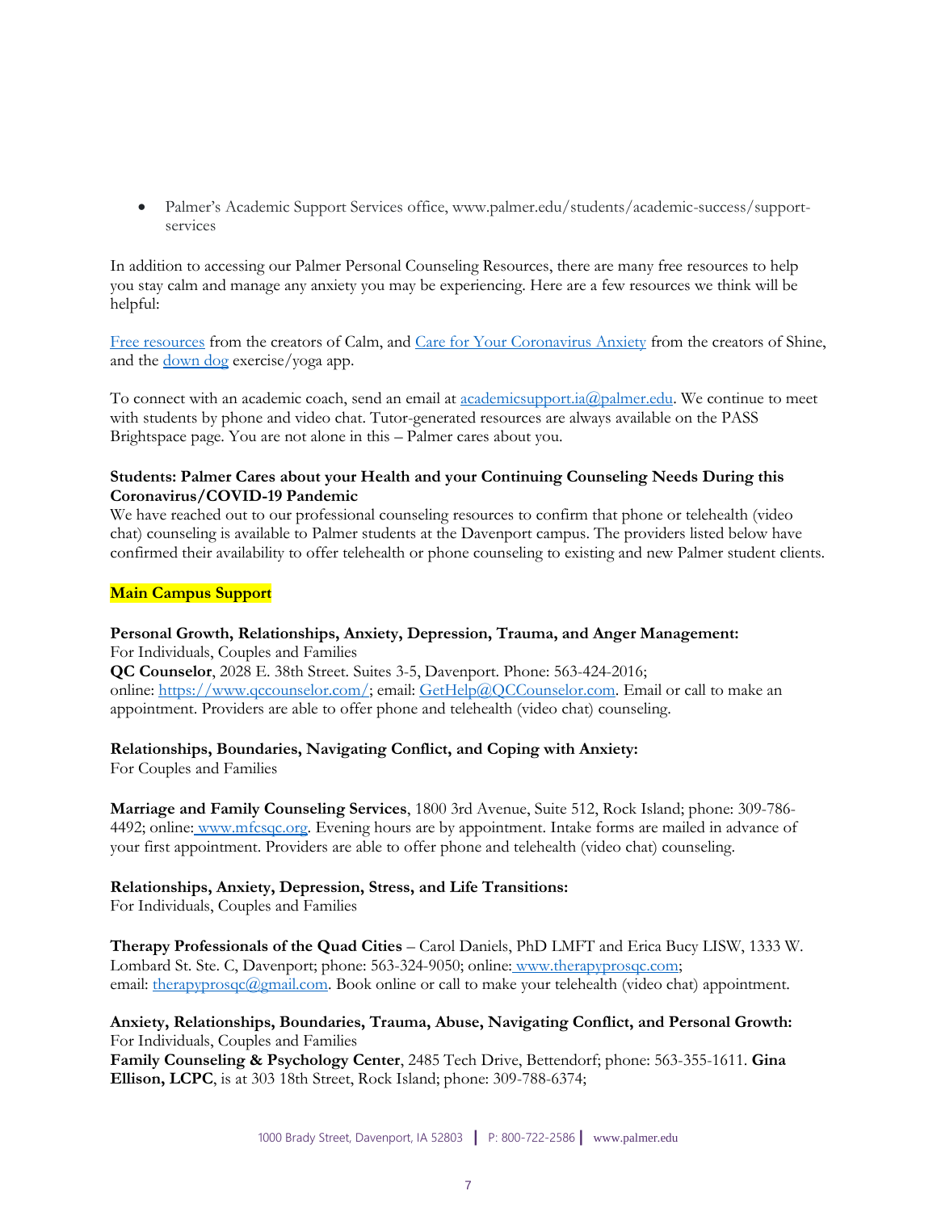- Palmer's Academic Support Services office, www.palmer.edu/students/academic-success/support-services

In addition to accessing our Palmer Personal Counseling Resources, there are many free resources to help you stay calm and manage any anxiety you may be experiencing. Here are a few resources we think will be helpful:

Free resources from the creators of Calm, and Care for Your Coronavirus Anxiety from the creators of Shine, and the down dog exercise/yoga app.

To connect with an academic coach, send an email at academicsupport.ia@palmer.edu. We continue to meet with students by phone and video chat. Tutor-generated resources are always available on the PASS Brightspace page. You are not alone in this – Palmer cares about you.

**Students: Palmer Cares about your Health and your Continuing Counseling Needs During this Coronavirus/COVID-19 Pandemic**

We have reached out to our professional counseling resources to confirm that phone or telehealth (video chat) counseling is available to Palmer students at the Davenport campus. The providers listed below have confirmed their availability to offer telehealth or phone counseling to existing and new Palmer student clients.

**Main Campus Support**

**Personal Growth, Relationships, Anxiety, Depression, Trauma, and Anger Management:**
For Individuals, Couples and Families
**QC Counselor**, 2028 E. 38th Street. Suites 3-5, Davenport. Phone: 563-424-2016; online: https://www.qccounselor.com/; email: GetHelp@QCCounselor.com. Email or call to make an appointment. Providers are able to offer phone and telehealth (video chat) counseling.

**Relationships, Boundaries, Navigating Conflict, and Coping with Anxiety:**
For Couples and Families

**Marriage and Family Counseling Services**, 1800 3rd Avenue, Suite 512, Rock Island; phone: 309-786-4492; online: www.mfcsqc.org. Evening hours are by appointment. Intake forms are mailed in advance of your first appointment. Providers are able to offer phone and telehealth (video chat) counseling.

**Relationships, Anxiety, Depression, Stress, and Life Transitions:**
For Individuals, Couples and Families

**Therapy Professionals of the Quad Cities** – Carol Daniels, PhD LMFT and Erica Bucy LISW, 1333 W. Lombard St. Ste. C, Davenport; phone: 563-324-9050; online: www.therapyprosqc.com; email: therapyprosqc@gmail.com. Book online or call to make your telehealth (video chat) appointment.

**Anxiety, Relationships, Boundaries, Trauma, Abuse, Navigating Conflict, and Personal Growth:**
For Individuals, Couples and Families
**Family Counseling & Psychology Center**, 2485 Tech Drive, Bettendorf; phone: 563-355-1611. **Gina Ellison, LCPC**, is at 303 18th Street, Rock Island; phone: 309-788-6374;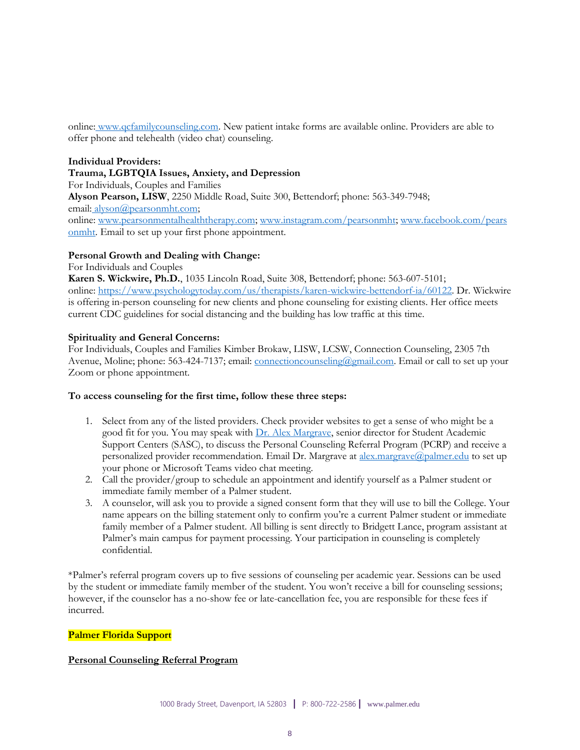online: [www.qcfamilycounseling.com](http://www.qcfamilycounseling.com). New patient intake forms are available online. Providers are able to offer phone and telehealth (video chat) counseling.

**Individual Providers:**

**Trauma, LGBTQIA Issues, Anxiety, and Depression**

For Individuals, Couples and Families

**Alyson Pearson, LISW**, 2250 Middle Road, Suite 300, Bettendorf; phone: 563-349-7948; email: [alyson@pearsonmht.com](mailto:alyson@pearsonmht.com);
online: [www.pearsonmentalhealththerapy.com](http://www.pearsonmentalhealththerapy.com); [www.instagram.com/pearsonmht](http://www.instagram.com/pearsonmht); [www.facebook.com/pearsonmht](http://www.facebook.com/pearsonmht). Email to set up your first phone appointment.

**Personal Growth and Dealing with Change:**

For Individuals and Couples

**Karen S. Wickwire, Ph.D.**, 1035 Lincoln Road, Suite 308, Bettendorf; phone: 563-607-5101;
online: [https://www.psychologytoday.com/us/therapists/karen-wickwire-bettendorf-ia/60122](https://www.psychologytoday.com/us/therapists/karen-wickwire-bettendorf-ia/60122). Dr. Wickwire is offering in-person counseling for new clients and phone counseling for existing clients. Her office meets current CDC guidelines for social distancing and the building has low traffic at this time.

**Spirituality and General Concerns:**

For Individuals, Couples and Families Kimber Brokaw, LISW, LCSW, Connection Counseling, 2305 7th Avenue, Moline; phone: 563-424-7137; email: [connectioncounseling@gmail.com](mailto:connectioncounseling@gmail.com). Email or call to set up your Zoom or phone appointment.

**To access counseling for the first time, follow these three steps:**

1. Select from any of the listed providers. Check provider websites to get a sense of who might be a good fit for you. You may speak with Dr. Alex Margrave, senior director for Student Academic Support Centers (SASC), to discuss the Personal Counseling Referral Program (PCRP) and receive a personalized provider recommendation. Email Dr. Margrave at [alex.margrave@palmer.edu](mailto:alex.margrave@palmer.edu) to set up your phone or Microsoft Teams video chat meeting.
2. Call the provider/group to schedule an appointment and identify yourself as a Palmer student or immediate family member of a Palmer student.
3. A counselor, will ask you to provide a signed consent form that they will use to bill the College. Your name appears on the billing statement only to confirm you're a current Palmer student or immediate family member of a Palmer student. All billing is sent directly to Bridgett Lance, program assistant at Palmer's main campus for payment processing. Your participation in counseling is completely confidential.

*Palmer's referral program covers up to five sessions of counseling per academic year. Sessions can be used by the student or immediate family member of the student. You won't receive a bill for counseling sessions; however, if the counselor has a no-show fee or late-cancellation fee, you are responsible for these fees if incurred.

**Palmer Florida Support**

**Personal Counseling Referral Program**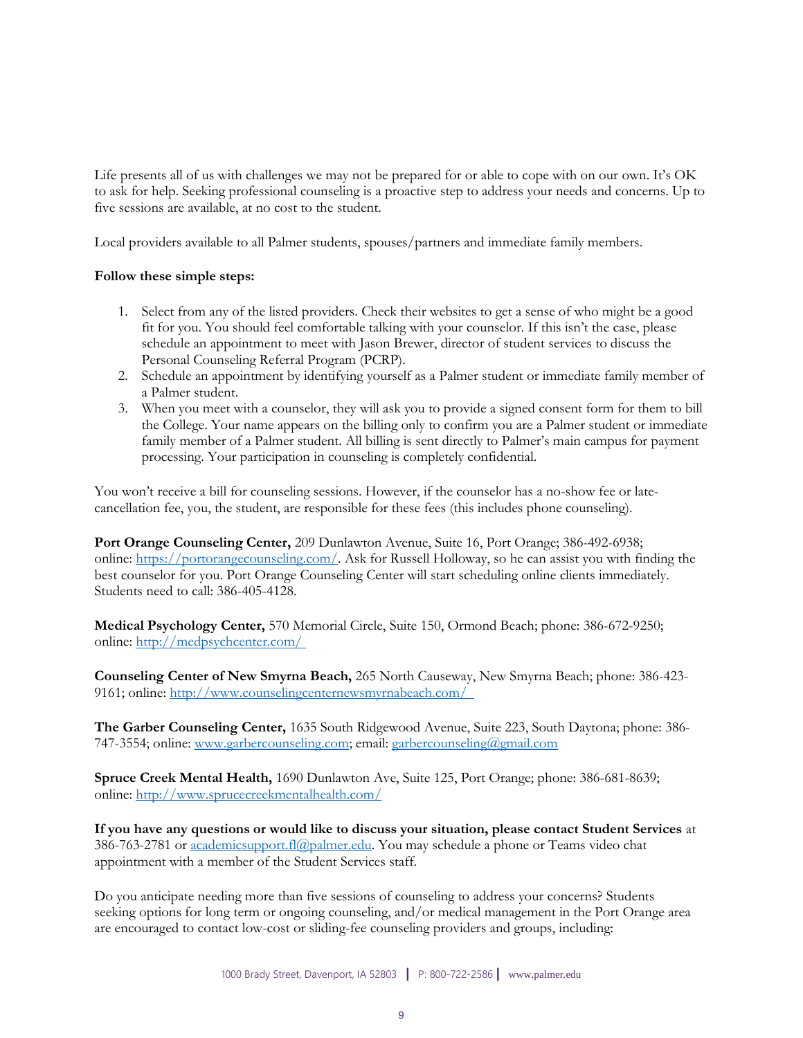Life presents all of us with challenges we may not be prepared for or able to cope with on our own. It's OK to ask for help. Seeking professional counseling is a proactive step to address your needs and concerns. Up to five sessions are available, at no cost to the student.

Local providers available to all Palmer students, spouses/partners and immediate family members.

**Follow these simple steps:**

1. Select from any of the listed providers. Check their websites to get a sense of who might be a good fit for you. You should feel comfortable talking with your counselor. If this isn't the case, please schedule an appointment to meet with Jason Brewer, director of student services to discuss the Personal Counseling Referral Program (PCRP).
2. Schedule an appointment by identifying yourself as a Palmer student or immediate family member of a Palmer student.
3. When you meet with a counselor, they will ask you to provide a signed consent form for them to bill the College. Your name appears on the billing only to confirm you are a Palmer student or immediate family member of a Palmer student. All billing is sent directly to Palmer's main campus for payment processing. Your participation in counseling is completely confidential.

You won't receive a bill for counseling sessions. However, if the counselor has a no-show fee or late-cancellation fee, you, the student, are responsible for these fees (this includes phone counseling).

**Port Orange Counseling Center,** 209 Dunlawton Avenue, Suite 16, Port Orange; 386-492-6938; online: https://portorangecounseling.com/. Ask for Russell Holloway, so he can assist you with finding the best counselor for you. Port Orange Counseling Center will start scheduling online clients immediately. Students need to call: 386-405-4128.

**Medical Psychology Center,** 570 Memorial Circle, Suite 150, Ormond Beach; phone: 386-672-9250; online: http://medpsychcenter.com/

**Counseling Center of New Smyrna Beach,** 265 North Causeway, New Smyrna Beach; phone: 386-423-9161; online: http://www.counselingcenternewsmyrnabeach.com/

**The Garber Counseling Center,** 1635 South Ridgewood Avenue, Suite 223, South Daytona; phone: 386-747-3554; online: www.garbercounseling.com; email: garbercounseling@gmail.com

**Spruce Creek Mental Health,** 1690 Dunlawton Ave, Suite 125, Port Orange; phone: 386-681-8639; online: http://www.sprucecreekmentalhealth.com/

**If you have any questions or would like to discuss your situation, please contact Student Services** at 386-763-2781 or academicsupport.fl@palmer.edu. You may schedule a phone or Teams video chat appointment with a member of the Student Services staff.

Do you anticipate needing more than five sessions of counseling to address your concerns? Students seeking options for long term or ongoing counseling, and/or medical management in the Port Orange area are encouraged to contact low-cost or sliding-fee counseling providers and groups, including: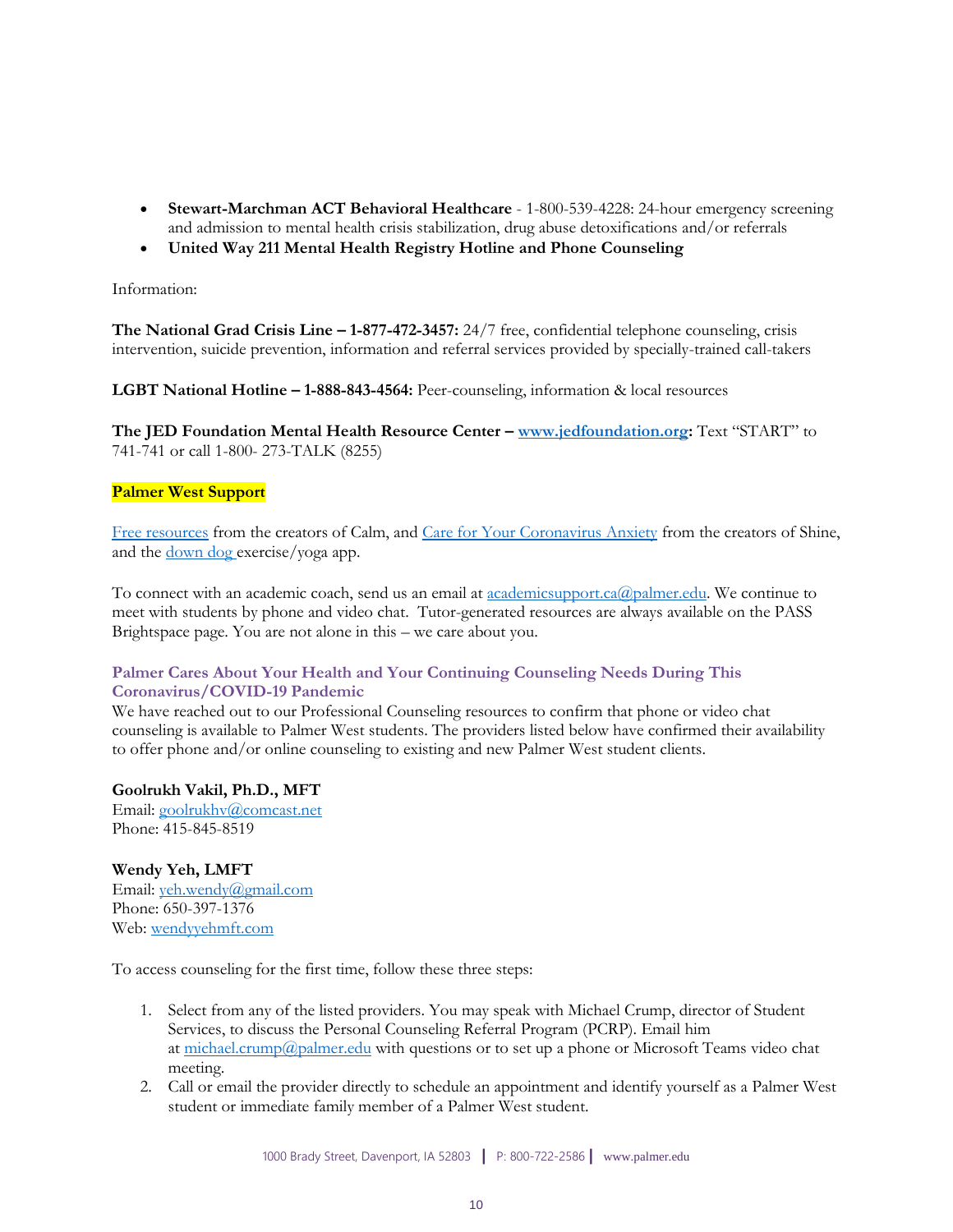- **Stewart-Marchman ACT Behavioral Healthcare** - 1-800-539-4228: 24-hour emergency screening and admission to mental health crisis stabilization, drug abuse detoxifications and/or referrals
- **United Way 211 Mental Health Registry Hotline and Phone Counseling**

Information:

**The National Grad Crisis Line – 1-877-472-3457:** 24/7 free, confidential telephone counseling, crisis intervention, suicide prevention, information and referral services provided by specially-trained call-takers

**LGBT National Hotline – 1-888-843-4564:** Peer-counseling, information & local resources

**The JED Foundation Mental Health Resource Center – www.jedfoundation.org:** Text "START" to 741-741 or call 1-800- 273-TALK (8255)

**Palmer West Support**

Free resources from the creators of Calm, and Care for Your Coronavirus Anxiety from the creators of Shine, and the down dog exercise/yoga app.

To connect with an academic coach, send us an email at academicsupport.ca@palmer.edu. We continue to meet with students by phone and video chat. Tutor-generated resources are always available on the PASS Brightspace page. You are not alone in this – we care about you.

### Palmer Cares About Your Health and Your Continuing Counseling Needs During This Coronavirus/COVID-19 Pandemic

We have reached out to our Professional Counseling resources to confirm that phone or video chat counseling is available to Palmer West students. The providers listed below have confirmed their availability to offer phone and/or online counseling to existing and new Palmer West student clients.

**Goolrukh Vakil, Ph.D., MFT**
Email: goolrukhv@comcast.net
Phone: 415-845-8519

**Wendy Yeh, LMFT**
Email: yeh.wendy@gmail.com
Phone: 650-397-1376
Web: wendyyehmft.com

To access counseling for the first time, follow these three steps:

1. Select from any of the listed providers. You may speak with Michael Crump, director of Student Services, to discuss the Personal Counseling Referral Program (PCRP). Email him at michael.crump@palmer.edu with questions or to set up a phone or Microsoft Teams video chat meeting.
2. Call or email the provider directly to schedule an appointment and identify yourself as a Palmer West student or immediate family member of a Palmer West student.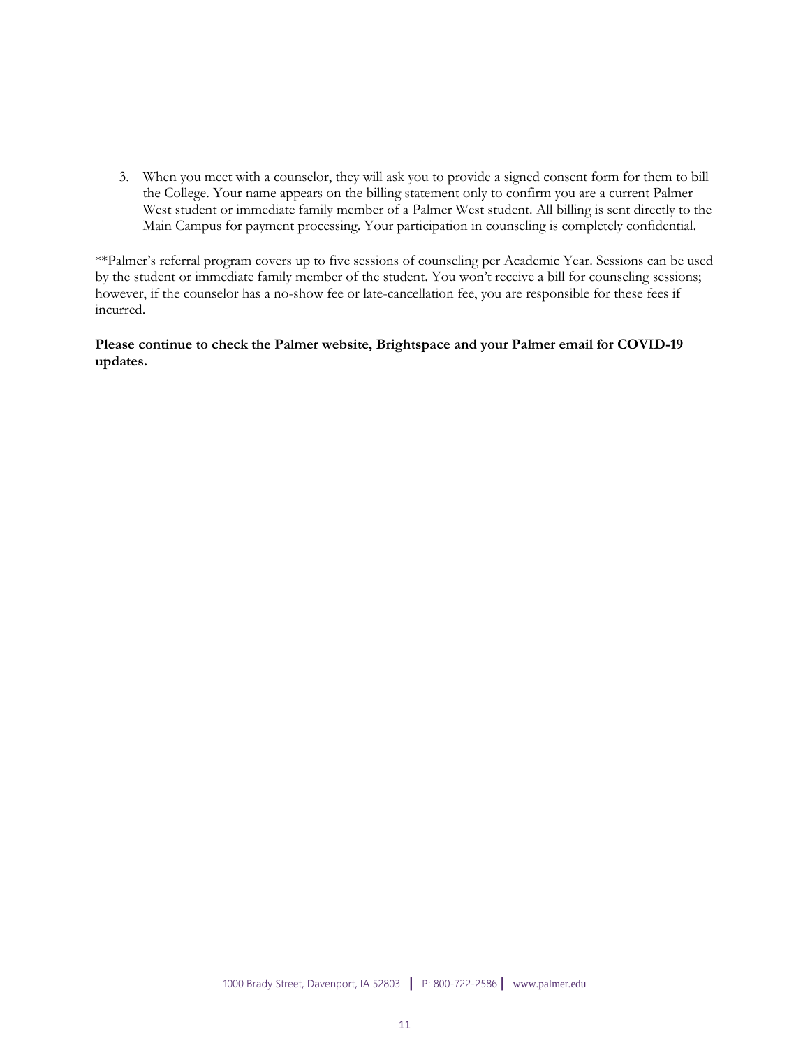3. When you meet with a counselor, they will ask you to provide a signed consent form for them to bill the College. Your name appears on the billing statement only to confirm you are a current Palmer West student or immediate family member of a Palmer West student. All billing is sent directly to the Main Campus for payment processing. Your participation in counseling is completely confidential.

**Palmer's referral program covers up to five sessions of counseling per Academic Year. Sessions can be used by the student or immediate family member of the student. You won't receive a bill for counseling sessions; however, if the counselor has a no-show fee or late-cancellation fee, you are responsible for these fees if incurred.

**Please continue to check the Palmer website, Brightspace and your Palmer email for COVID-19 updates.**